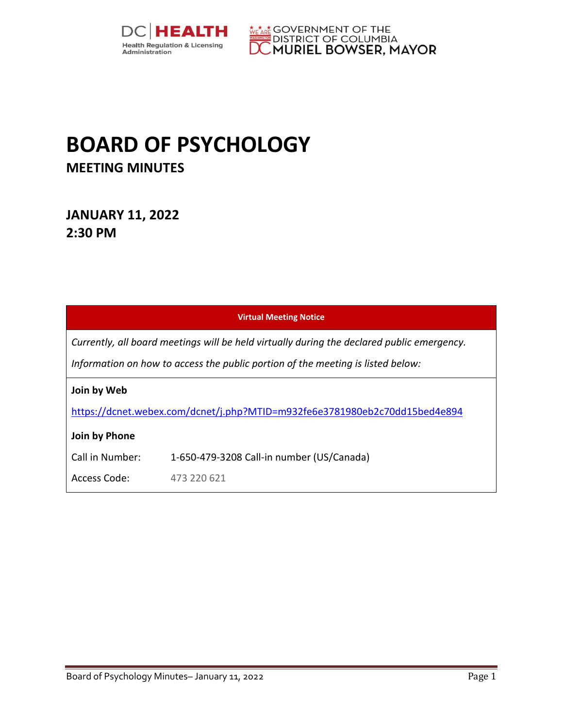DC | HEALTH
Health Regulation & Licensing Administration

GOVERNMENT OF THE DISTRICT OF COLUMBIA
MURIEL BOWSER, MAYOR

# BOARD OF PSYCHOLOGY

## MEETING MINUTES

## JANUARY 11, 2022
## 2:30 PM

| Virtual Meeting Notice | |
|---|---|
| *Currently, all board meetings will be held virtually during the declared public emergency.* | |
| *Information on how to access the public portion of the meeting is listed below:* | |
| **Join by Web** | |
| https://dcnet.webex.com/dcnet/j.php?MTID=m932fe6e3781980eb2c70dd15bed4e894 | |
| **Join by Phone** | |
| Call in Number: | 1-650-479-3208 Call-in number (US/Canada) |
| Access Code: | 473 220 621 |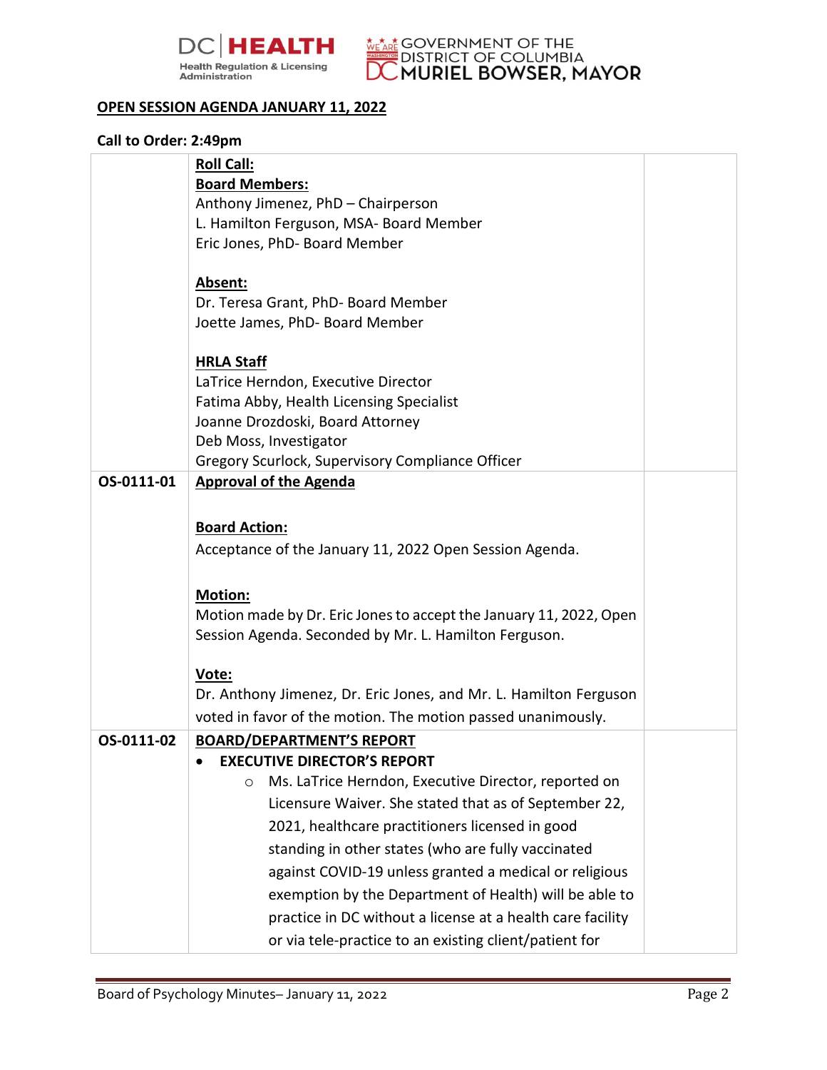## OPEN SESSION AGENDA JANUARY 11, 2022

**Call to Order: 2:49pm**

| | | |
|---|---|---|
| | **Roll Call:**<br>**Board Members:**<br>Anthony Jimenez, PhD – Chairperson<br>L. Hamilton Ferguson, MSA- Board Member<br>Eric Jones, PhD- Board Member<br><br>**Absent:**<br>Dr. Teresa Grant, PhD- Board Member<br>Joette James, PhD- Board Member<br><br>**HRLA Staff**<br>LaTrice Herndon, Executive Director<br>Fatima Abby, Health Licensing Specialist<br>Joanne Drozdoski, Board Attorney<br>Deb Moss, Investigator<br>Gregory Scurlock, Supervisory Compliance Officer | |
| **OS-0111-01** | **Approval of the Agenda**<br><br>**Board Action:**<br>Acceptance of the January 11, 2022 Open Session Agenda.<br><br>**Motion:**<br>Motion made by Dr. Eric Jones to accept the January 11, 2022, Open Session Agenda. Seconded by Mr. L. Hamilton Ferguson.<br><br>**Vote:**<br>Dr. Anthony Jimenez, Dr. Eric Jones, and Mr. L. Hamilton Ferguson voted in favor of the motion. The motion passed unanimously. | |
| **OS-0111-02** | **BOARD/DEPARTMENT'S REPORT**<br>• **EXECUTIVE DIRECTOR'S REPORT**<br>&nbsp;&nbsp;&nbsp;&nbsp;○ Ms. LaTrice Herndon, Executive Director, reported on Licensure Waiver. She stated that as of September 22, 2021, healthcare practitioners licensed in good standing in other states (who are fully vaccinated against COVID-19 unless granted a medical or religious exemption by the Department of Health) will be able to practice in DC without a license at a health care facility or via tele-practice to an existing client/patient for | |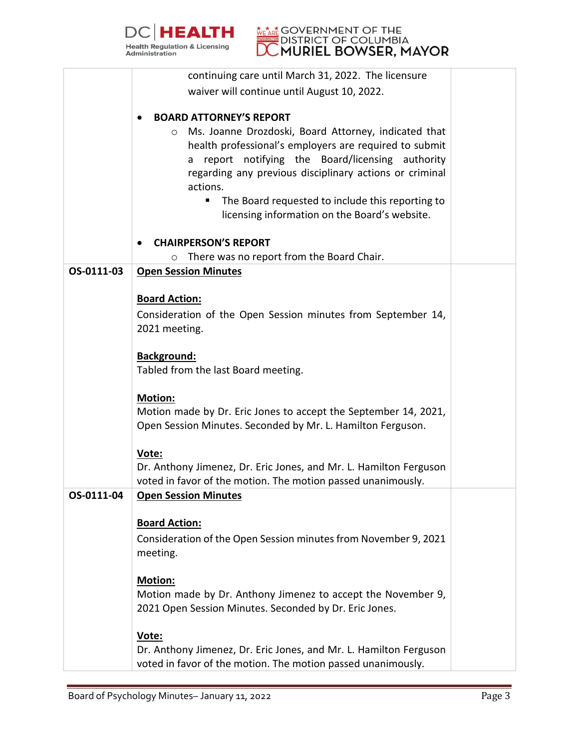| | | |
|---|---|---|
| | continuing care until March 31, 2022. The licensure waiver will continue until August 10, 2022.<br><br>• **BOARD ATTORNEY'S REPORT**<br>  ○ Ms. Joanne Drozdoski, Board Attorney, indicated that health professional's employers are required to submit a report notifying the Board/licensing authority regarding any previous disciplinary actions or criminal actions.<br>    ▪ The Board requested to include this reporting to licensing information on the Board's website.<br><br>• **CHAIRPERSON'S REPORT**<br>  ○ There was no report from the Board Chair. | |
| **OS-0111-03** | **Open Session Minutes**<br><br>**Board Action:**<br>Consideration of the Open Session minutes from September 14, 2021 meeting.<br><br>**Background:**<br>Tabled from the last Board meeting.<br><br>**Motion:**<br>Motion made by Dr. Eric Jones to accept the September 14, 2021, Open Session Minutes. Seconded by Mr. L. Hamilton Ferguson.<br><br>**Vote:**<br>Dr. Anthony Jimenez, Dr. Eric Jones, and Mr. L. Hamilton Ferguson voted in favor of the motion. The motion passed unanimously. | |
| **OS-0111-04** | **Open Session Minutes**<br><br>**Board Action:**<br>Consideration of the Open Session minutes from November 9, 2021 meeting.<br><br>**Motion:**<br>Motion made by Dr. Anthony Jimenez to accept the November 9, 2021 Open Session Minutes. Seconded by Dr. Eric Jones.<br><br>**Vote:**<br>Dr. Anthony Jimenez, Dr. Eric Jones, and Mr. L. Hamilton Ferguson voted in favor of the motion. The motion passed unanimously. | |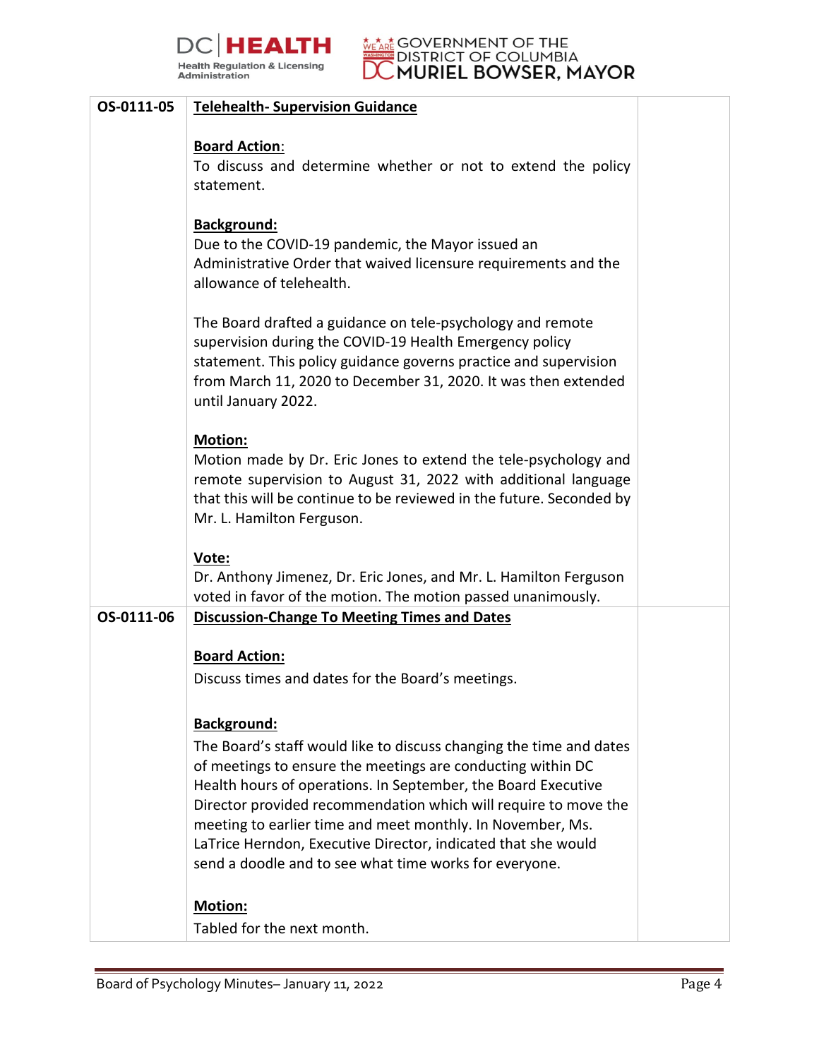| | | |
|---|---|---|
| OS-0111-05 | **Telehealth- Supervision Guidance**<br><br>**Board Action**:<br>To discuss and determine whether or not to extend the policy statement.<br><br>**Background:**<br>Due to the COVID-19 pandemic, the Mayor issued an Administrative Order that waived licensure requirements and the allowance of telehealth.<br><br>The Board drafted a guidance on tele-psychology and remote supervision during the COVID-19 Health Emergency policy statement. This policy guidance governs practice and supervision from March 11, 2020 to December 31, 2020. It was then extended until January 2022.<br><br>**Motion:**<br>Motion made by Dr. Eric Jones to extend the tele-psychology and remote supervision to August 31, 2022 with additional language that this will be continue to be reviewed in the future. Seconded by Mr. L. Hamilton Ferguson.<br><br>**Vote:**<br>Dr. Anthony Jimenez, Dr. Eric Jones, and Mr. L. Hamilton Ferguson voted in favor of the motion. The motion passed unanimously. | |
| OS-0111-06 | **Discussion-Change To Meeting Times and Dates**<br><br>**Board Action:**<br>Discuss times and dates for the Board's meetings.<br><br>**Background:**<br>The Board's staff would like to discuss changing the time and dates of meetings to ensure the meetings are conducting within DC Health hours of operations. In September, the Board Executive Director provided recommendation which will require to move the meeting to earlier time and meet monthly. In November, Ms. LaTrice Herndon, Executive Director, indicated that she would send a doodle and to see what time works for everyone.<br><br>**Motion:**<br>Tabled for the next month. | |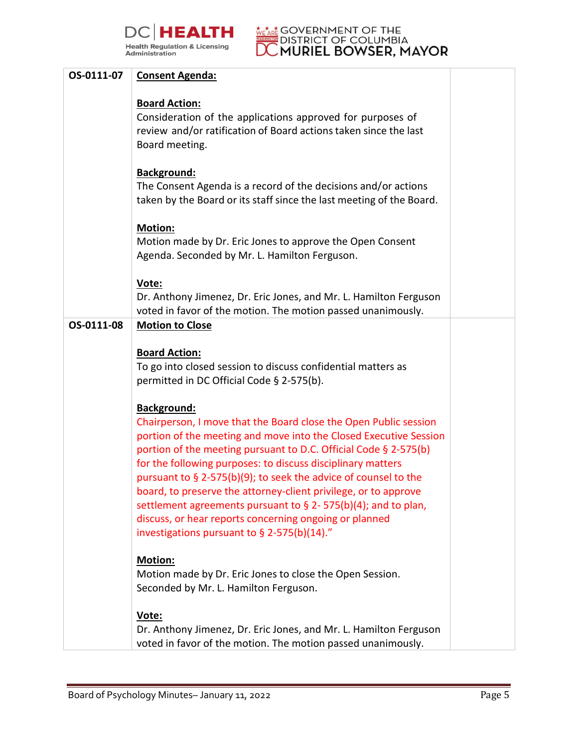| | | |
|---|---|---|
| OS-0111-07 | **Consent Agenda:**<br><br>**Board Action:**<br>Consideration of the applications approved for purposes of review and/or ratification of Board actions taken since the last Board meeting.<br><br>**Background:**<br>The Consent Agenda is a record of the decisions and/or actions taken by the Board or its staff since the last meeting of the Board.<br><br>**Motion:**<br>Motion made by Dr. Eric Jones to approve the Open Consent Agenda. Seconded by Mr. L. Hamilton Ferguson.<br><br>**Vote:**<br>Dr. Anthony Jimenez, Dr. Eric Jones, and Mr. L. Hamilton Ferguson voted in favor of the motion. The motion passed unanimously. | |
| OS-0111-08 | **Motion to Close**<br><br>**Board Action:**<br>To go into closed session to discuss confidential matters as permitted in DC Official Code § 2-575(b).<br><br>**Background:**<br>Chairperson, I move that the Board close the Open Public session portion of the meeting and move into the Closed Executive Session portion of the meeting pursuant to D.C. Official Code § 2-575(b) for the following purposes: to discuss disciplinary matters pursuant to § 2-575(b)(9); to seek the advice of counsel to the board, to preserve the attorney-client privilege, or to approve settlement agreements pursuant to § 2- 575(b)(4); and to plan, discuss, or hear reports concerning ongoing or planned investigations pursuant to § 2-575(b)(14)."<br><br>**Motion:**<br>Motion made by Dr. Eric Jones to close the Open Session. Seconded by Mr. L. Hamilton Ferguson.<br><br>**Vote:**<br>Dr. Anthony Jimenez, Dr. Eric Jones, and Mr. L. Hamilton Ferguson voted in favor of the motion. The motion passed unanimously. | |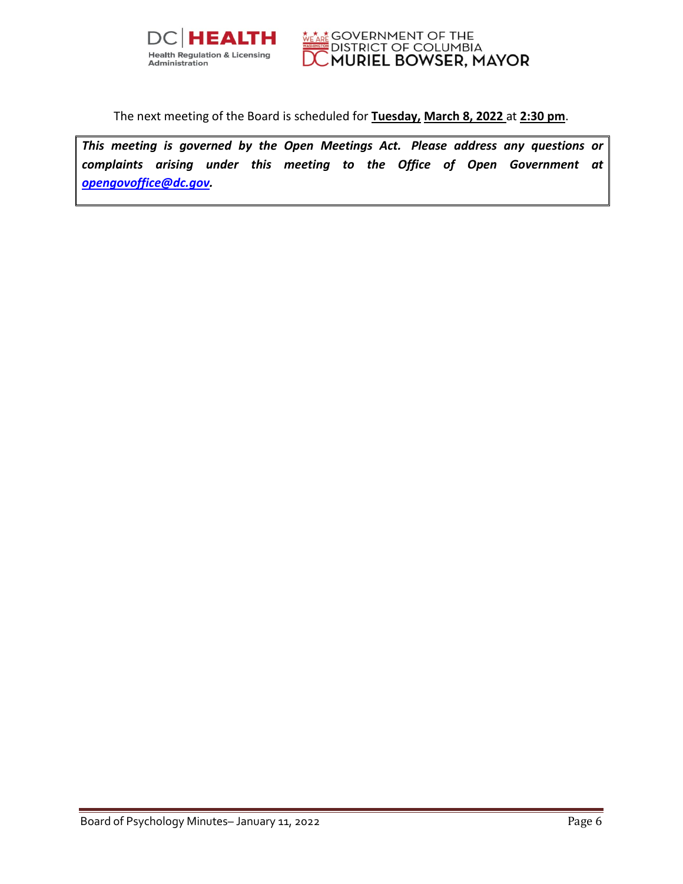The next meeting of the Board is scheduled for **Tuesday, March 8, 2022** at **2:30 pm**.

***This meeting is governed by the Open Meetings Act. Please address any questions or complaints arising under this meeting to the Office of Open Government at opengovoffice@dc.gov.***